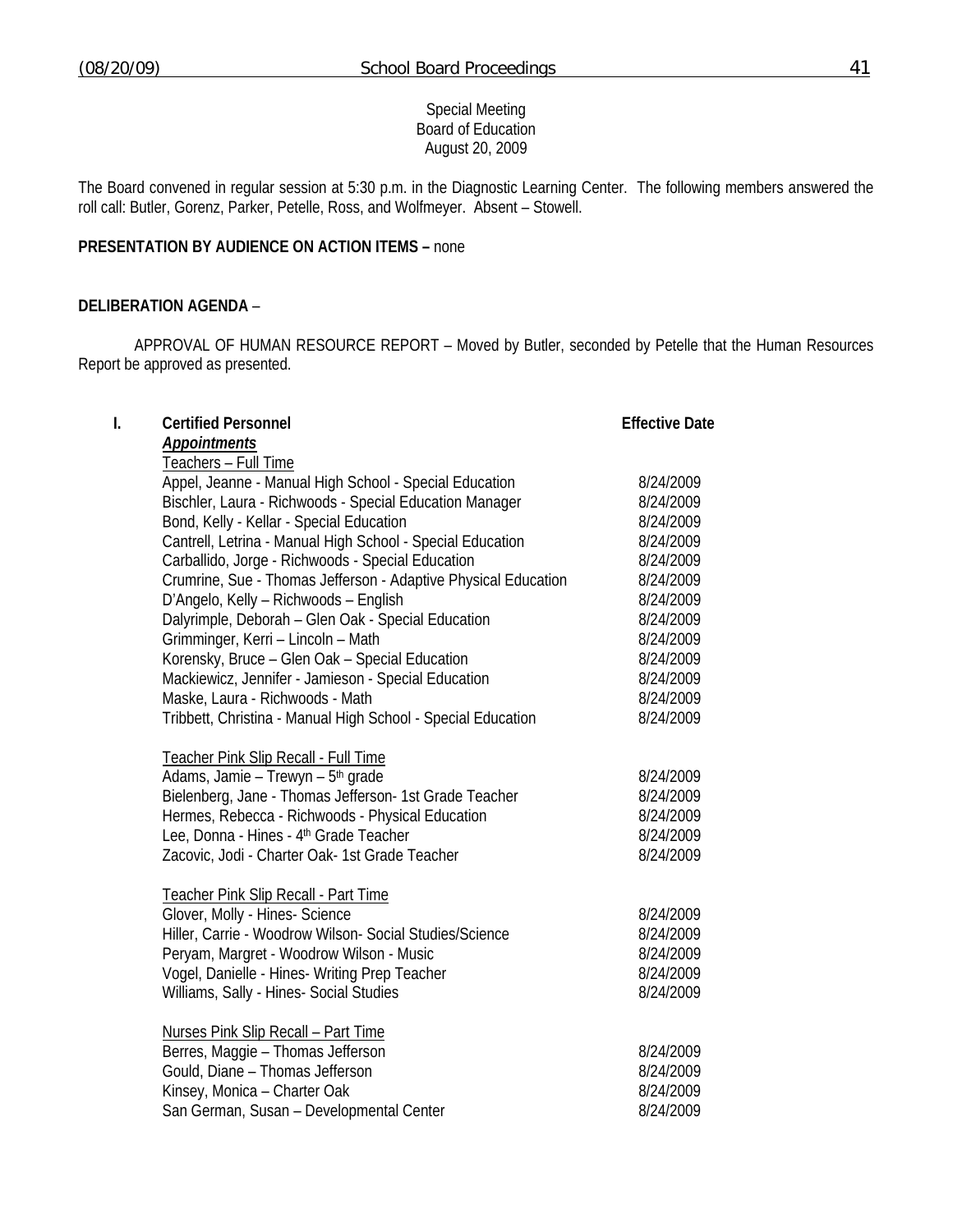Special Meeting
Board of Education
August 20, 2009

The Board convened in regular session at 5:30 p.m. in the Diagnostic Learning Center. The following members answered the roll call: Butler, Gorenz, Parker, Petelle, Ross, and Wolfmeyer. Absent – Stowell.

**PRESENTATION BY AUDIENCE ON ACTION ITEMS –** none

**DELIBERATION AGENDA** –

APPROVAL OF HUMAN RESOURCE REPORT – Moved by Butler, seconded by Petelle that the Human Resources Report be approved as presented.

**I. Certified Personnel**

***Appointments***

| Teachers – Full Time | Effective Date |
|---|---|
| Appel, Jeanne - Manual High School - Special Education | 8/24/2009 |
| Bischler, Laura - Richwoods - Special Education Manager | 8/24/2009 |
| Bond, Kelly - Kellar - Special Education | 8/24/2009 |
| Cantrell, Letrina - Manual High School - Special Education | 8/24/2009 |
| Carballido, Jorge - Richwoods - Special Education | 8/24/2009 |
| Crumrine, Sue - Thomas Jefferson - Adaptive Physical Education | 8/24/2009 |
| D'Angelo, Kelly – Richwoods – English | 8/24/2009 |
| Dalyrimple, Deborah – Glen Oak - Special Education | 8/24/2009 |
| Grimminger, Kerri – Lincoln – Math | 8/24/2009 |
| Korensky, Bruce – Glen Oak – Special Education | 8/24/2009 |
| Mackiewicz, Jennifer - Jamieson - Special Education | 8/24/2009 |
| Maske, Laura - Richwoods - Math | 8/24/2009 |
| Tribbett, Christina - Manual High School - Special Education | 8/24/2009 |

| Teacher Pink Slip Recall - Full Time | |
|---|---|
| Adams, Jamie – Trewyn – 5th grade | 8/24/2009 |
| Bielenberg, Jane - Thomas Jefferson- 1st Grade Teacher | 8/24/2009 |
| Hermes, Rebecca - Richwoods - Physical Education | 8/24/2009 |
| Lee, Donna - Hines - 4th Grade Teacher | 8/24/2009 |
| Zacovic, Jodi - Charter Oak- 1st Grade Teacher | 8/24/2009 |

| Teacher Pink Slip Recall - Part Time | |
|---|---|
| Glover, Molly - Hines- Science | 8/24/2009 |
| Hiller, Carrie - Woodrow Wilson- Social Studies/Science | 8/24/2009 |
| Peryam, Margret - Woodrow Wilson - Music | 8/24/2009 |
| Vogel, Danielle - Hines- Writing Prep Teacher | 8/24/2009 |
| Williams, Sally - Hines- Social Studies | 8/24/2009 |

| Nurses Pink Slip Recall – Part Time | |
|---|---|
| Berres, Maggie – Thomas Jefferson | 8/24/2009 |
| Gould, Diane – Thomas Jefferson | 8/24/2009 |
| Kinsey, Monica – Charter Oak | 8/24/2009 |
| San German, Susan – Developmental Center | 8/24/2009 |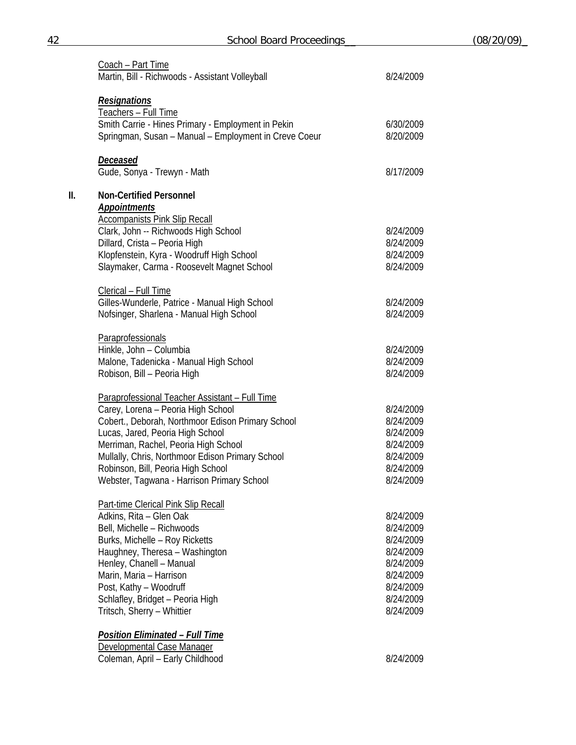Coach – Part Time

| | |
|---|---|
| Martin, Bill - Richwoods - Assistant Volleyball | 8/24/2009 |

***Resignations***

Teachers – Full Time

| | |
|---|---|
| Smith Carrie - Hines Primary - Employment in Pekin | 6/30/2009 |
| Springman, Susan – Manual – Employment in Creve Coeur | 8/20/2009 |

***Deceased***

| | |
|---|---|
| Gude, Sonya - Trewyn - Math | 8/17/2009 |

## II. Non-Certified Personnel

***Appointments***

Accompanists Pink Slip Recall

| | |
|---|---|
| Clark, John -- Richwoods High School | 8/24/2009 |
| Dillard, Crista – Peoria High | 8/24/2009 |
| Klopfenstein, Kyra - Woodruff High School | 8/24/2009 |
| Slaymaker, Carma - Roosevelt Magnet School | 8/24/2009 |

Clerical – Full Time

| | |
|---|---|
| Gilles-Wunderle, Patrice - Manual High School | 8/24/2009 |
| Nofsinger, Sharlena - Manual High School | 8/24/2009 |

Paraprofessionals

| | |
|---|---|
| Hinkle, John – Columbia | 8/24/2009 |
| Malone, Tadenicka - Manual High School | 8/24/2009 |
| Robison, Bill – Peoria High | 8/24/2009 |

Paraprofessional Teacher Assistant – Full Time

| | |
|---|---|
| Carey, Lorena – Peoria High School | 8/24/2009 |
| Cobert., Deborah, Northmoor Edison Primary School | 8/24/2009 |
| Lucas, Jared, Peoria High School | 8/24/2009 |
| Merriman, Rachel, Peoria High School | 8/24/2009 |
| Mullally, Chris, Northmoor Edison Primary School | 8/24/2009 |
| Robinson, Bill, Peoria High School | 8/24/2009 |
| Webster, Tagwana - Harrison Primary School | 8/24/2009 |

Part-time Clerical Pink Slip Recall

| | |
|---|---|
| Adkins, Rita – Glen Oak | 8/24/2009 |
| Bell, Michelle – Richwoods | 8/24/2009 |
| Burks, Michelle – Roy Ricketts | 8/24/2009 |
| Haughney, Theresa – Washington | 8/24/2009 |
| Henley, Chanell – Manual | 8/24/2009 |
| Marin, Maria – Harrison | 8/24/2009 |
| Post, Kathy – Woodruff | 8/24/2009 |
| Schlafley, Bridget – Peoria High | 8/24/2009 |
| Tritsch, Sherry – Whittier | 8/24/2009 |

***Position Eliminated – Full Time***

Developmental Case Manager

| | |
|---|---|
| Coleman, April – Early Childhood | 8/24/2009 |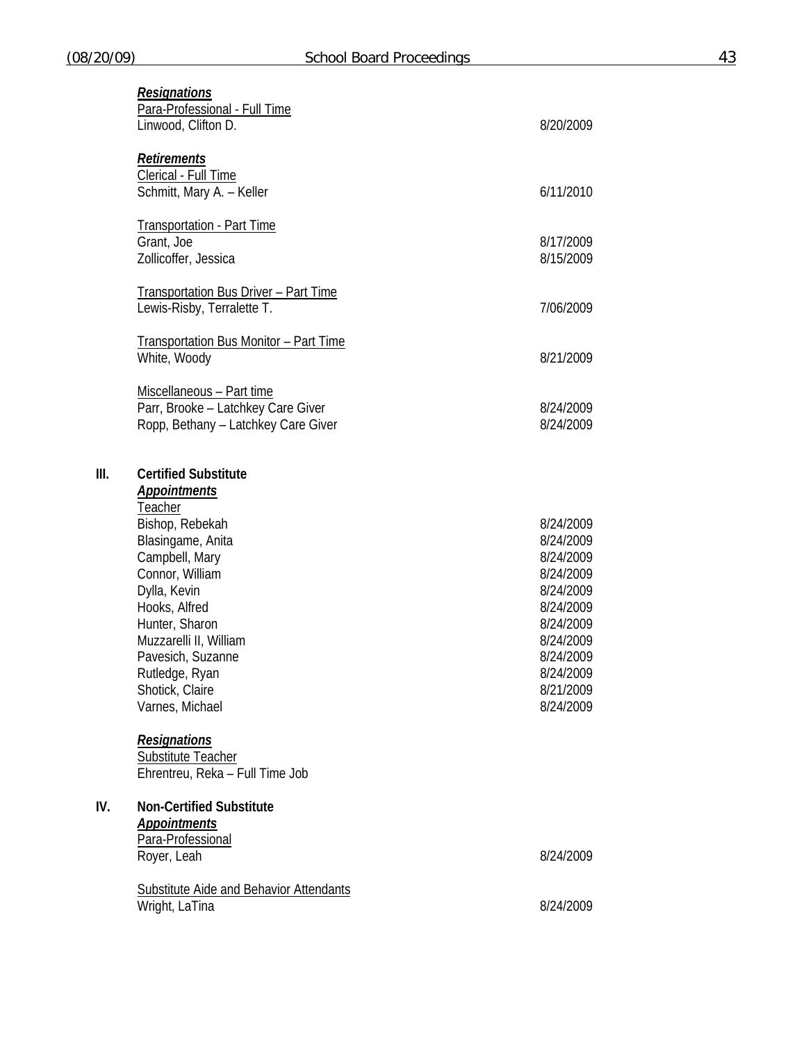***Resignations***

Para-Professional - Full Time

| | |
|---|---|
| Linwood, Clifton D. | 8/20/2009 |

***Retirements***

Clerical - Full Time

| | |
|---|---|
| Schmitt, Mary A. – Keller | 6/11/2010 |

Transportation - Part Time

| | |
|---|---|
| Grant, Joe | 8/17/2009 |
| Zollicoffer, Jessica | 8/15/2009 |

Transportation Bus Driver – Part Time

| | |
|---|---|
| Lewis-Risby, Terralette T. | 7/06/2009 |

Transportation Bus Monitor – Part Time

| | |
|---|---|
| White, Woody | 8/21/2009 |

Miscellaneous – Part time

| | |
|---|---|
| Parr, Brooke – Latchkey Care Giver | 8/24/2009 |
| Ropp, Bethany – Latchkey Care Giver | 8/24/2009 |

**III. Certified Substitute**

***Appointments***

Teacher

| | |
|---|---|
| Bishop, Rebekah | 8/24/2009 |
| Blasingame, Anita | 8/24/2009 |
| Campbell, Mary | 8/24/2009 |
| Connor, William | 8/24/2009 |
| Dylla, Kevin | 8/24/2009 |
| Hooks, Alfred | 8/24/2009 |
| Hunter, Sharon | 8/24/2009 |
| Muzzarelli II, William | 8/24/2009 |
| Pavesich, Suzanne | 8/24/2009 |
| Rutledge, Ryan | 8/24/2009 |
| Shotick, Claire | 8/21/2009 |
| Varnes, Michael | 8/24/2009 |

***Resignations***

Substitute Teacher

Ehrentreu, Reka – Full Time Job

**IV. Non-Certified Substitute**

***Appointments***

Para-Professional

| | |
|---|---|
| Royer, Leah | 8/24/2009 |

Substitute Aide and Behavior Attendants

| | |
|---|---|
| Wright, LaTina | 8/24/2009 |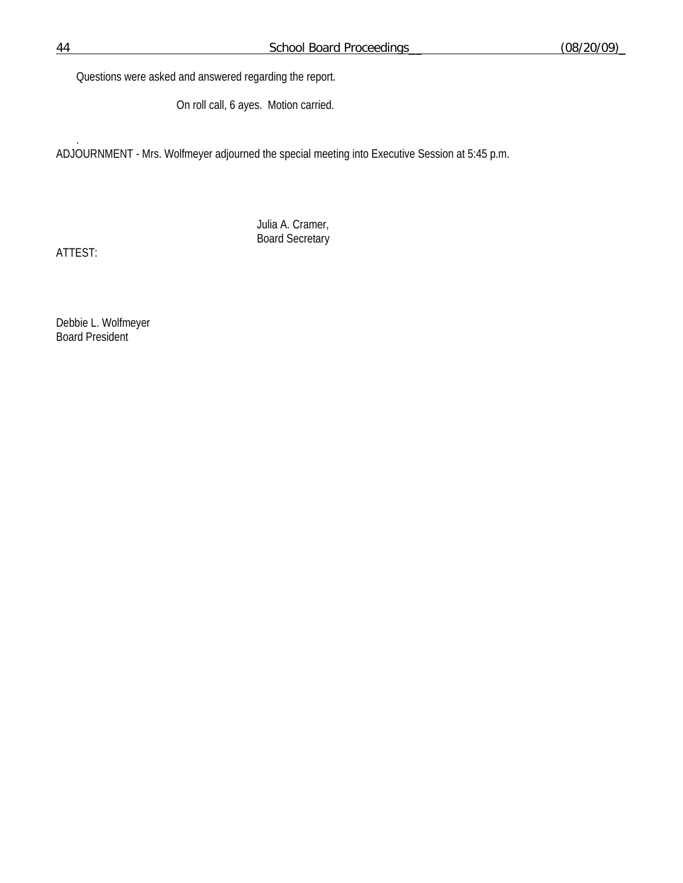Questions were asked and answered regarding the report.

On roll call, 6 ayes. Motion carried.

.

ADJOURNMENT - Mrs. Wolfmeyer adjourned the special meeting into Executive Session at 5:45 p.m.

Julia A. Cramer,
Board Secretary

ATTEST:

Debbie L. Wolfmeyer
Board President